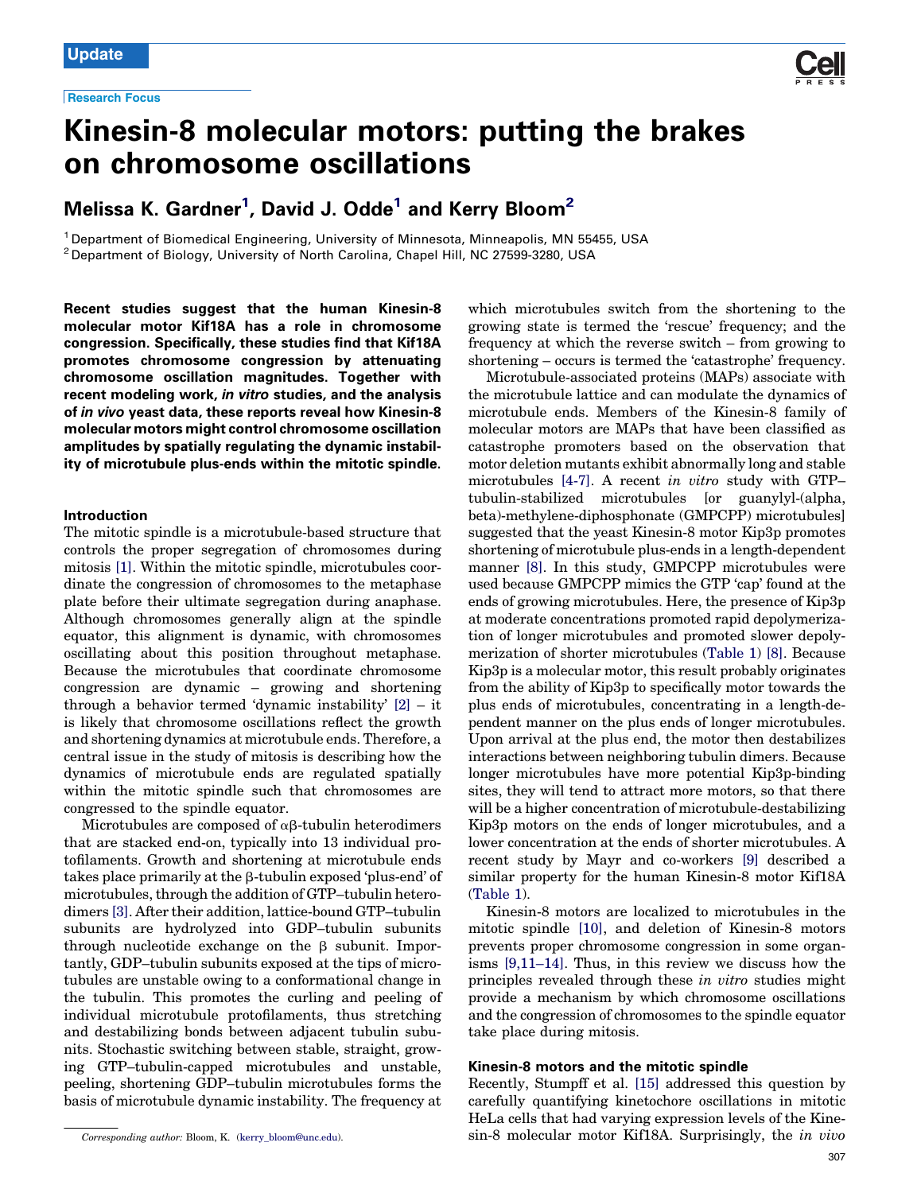Update

Research Focus

# Kinesin-8 molecular motors: putting the brakes on chromosome oscillations

**Melissa K. Gardner[1], David J. Odde[1] and Kerry Bloom[2]**

[1] Department of Biomedical Engineering, University of Minnesota, Minneapolis, MN 55455, USA
[2] Department of Biology, University of North Carolina, Chapel Hill, NC 27599-3280, USA

**Recent studies suggest that the human Kinesin-8 molecular motor Kif18A has a role in chromosome congression. Specifically, these studies find that Kif18A promotes chromosome congression by attenuating chromosome oscillation magnitudes. Together with recent modeling work, *in vitro* studies, and the analysis of *in vivo* yeast data, these reports reveal how Kinesin-8 molecular motors might control chromosome oscillation amplitudes by spatially regulating the dynamic instability of microtubule plus-ends within the mitotic spindle.**

## Introduction

The mitotic spindle is a microtubule-based structure that controls the proper segregation of chromosomes during mitosis [1]. Within the mitotic spindle, microtubules coordinate the congression of chromosomes to the metaphase plate before their ultimate segregation during anaphase. Although chromosomes generally align at the spindle equator, this alignment is dynamic, with chromosomes oscillating about this position throughout metaphase. Because the microtubules that coordinate chromosome congression are dynamic – growing and shortening through a behavior termed 'dynamic instability' [2] – it is likely that chromosome oscillations reflect the growth and shortening dynamics at microtubule ends. Therefore, a central issue in the study of mitosis is describing how the dynamics of microtubule ends are regulated spatially within the mitotic spindle such that chromosomes are congressed to the spindle equator.

Microtubules are composed of αβ-tubulin heterodimers that are stacked end-on, typically into 13 individual protofilaments. Growth and shortening at microtubule ends takes place primarily at the β-tubulin exposed 'plus-end' of microtubules, through the addition of GTP–tubulin heterodimers [3]. After their addition, lattice-bound GTP–tubulin subunits are hydrolyzed into GDP–tubulin subunits through nucleotide exchange on the β subunit. Importantly, GDP–tubulin subunits exposed at the tips of microtubules are unstable owing to a conformational change in the tubulin. This promotes the curling and peeling of individual microtubule protofilaments, thus stretching and destabilizing bonds between adjacent tubulin subunits. Stochastic switching between stable, straight, growing GTP–tubulin-capped microtubules and unstable, peeling, shortening GDP–tubulin microtubules forms the basis of microtubule dynamic instability. The frequency at which microtubules switch from the shortening to the growing state is termed the 'rescue' frequency; and the frequency at which the reverse switch – from growing to shortening – occurs is termed the 'catastrophe' frequency.

Microtubule-associated proteins (MAPs) associate with the microtubule lattice and can modulate the dynamics of microtubule ends. Members of the Kinesin-8 family of molecular motors are MAPs that have been classified as catastrophe promoters based on the observation that motor deletion mutants exhibit abnormally long and stable microtubules [4-7]. A recent *in vitro* study with GTP–tubulin-stabilized microtubules [or guanylyl-(alpha, beta)-methylene-diphosphonate (GMPCPP) microtubules] suggested that the yeast Kinesin-8 motor Kip3p promotes shortening of microtubule plus-ends in a length-dependent manner [8]. In this study, GMPCPP microtubules were used because GMPCPP mimics the GTP 'cap' found at the ends of growing microtubules. Here, the presence of Kip3p at moderate concentrations promoted rapid depolymerization of longer microtubules and promoted slower depolymerization of shorter microtubules (Table 1) [8]. Because Kip3p is a molecular motor, this result probably originates from the ability of Kip3p to specifically motor towards the plus ends of microtubules, concentrating in a length-dependent manner on the plus ends of longer microtubules. Upon arrival at the plus end, the motor then destabilizes interactions between neighboring tubulin dimers. Because longer microtubules have more potential Kip3p-binding sites, they will tend to attract more motors, so that there will be a higher concentration of microtubule-destabilizing Kip3p motors on the ends of longer microtubules, and a lower concentration at the ends of shorter microtubules. A recent study by Mayr and co-workers [9] described a similar property for the human Kinesin-8 motor Kif18A (Table 1).

Kinesin-8 motors are localized to microtubules in the mitotic spindle [10], and deletion of Kinesin-8 motors prevents proper chromosome congression in some organisms [9,11–14]. Thus, in this review we discuss how the principles revealed through these *in vitro* studies might provide a mechanism by which chromosome oscillations and the congression of chromosomes to the spindle equator take place during mitosis.

## Kinesin-8 motors and the mitotic spindle

Recently, Stumpff et al. [15] addressed this question by carefully quantifying kinetochore oscillations in mitotic HeLa cells that had varying expression levels of the Kinesin-8 molecular motor Kif18A. Surprisingly, the *in vivo*

*Corresponding author:* Bloom, K. (kerry_bloom@unc.edu).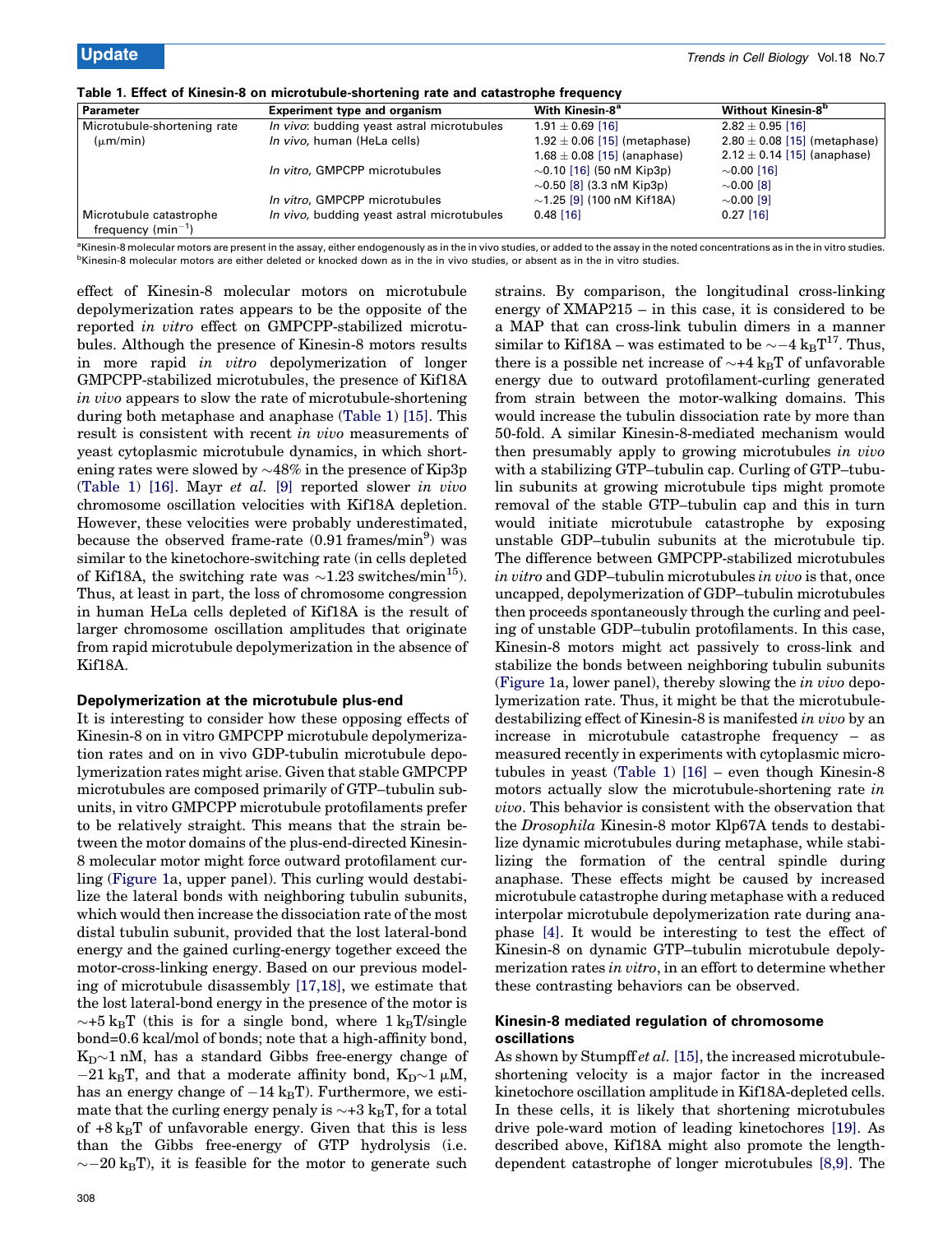**Table 1. Effect of Kinesin-8 on microtubule-shortening rate and catastrophe frequency**

| Parameter | Experiment type and organism | With Kinesin-8[a] | Without Kinesin-8[b] |
|---|---|---|---|
| Microtubule-shortening rate (μm/min) | *In vivo*: budding yeast astral microtubules | 1.91 ± 0.69 [16] | 2.82 ± 0.95 [16] |
| | *In vivo*, human (HeLa cells) | 1.92 ± 0.06 [15] (metaphase) | 2.80 ± 0.08 [15] (metaphase) |
| | | 1.68 ± 0.08 [15] (anaphase) | 2.12 ± 0.14 [15] (anaphase) |
| | *In vitro*, GMPCPP microtubules | ~0.10 [16] (50 nM Kip3p) | ~0.00 [16] |
| | | ~0.50 [8] (3.3 nM Kip3p) | ~0.00 [8] |
| | *In vitro*, GMPCPP microtubules | ~1.25 [9] (100 nM Kif18A) | ~0.00 [9] |
| Microtubule catastrophe frequency ($min^{-1}$) | *In vivo*, budding yeast astral microtubules | 0.48 [16] | 0.27 [16] |

[a]Kinesin-8 molecular motors are present in the assay, either endogenously as in the in vivo studies, or added to the assay in the noted concentrations as in the in vitro studies.
[b]Kinesin-8 molecular motors are either deleted or knocked down as in the in vivo studies, or absent as in the in vitro studies.

effect of Kinesin-8 molecular motors on microtubule depolymerization rates appears to be the opposite of the reported *in vitro* effect on GMPCPP-stabilized microtubules. Although the presence of Kinesin-8 motors results in more rapid *in vitro* depolymerization of longer GMPCPP-stabilized microtubules, the presence of Kif18A *in vivo* appears to slow the rate of microtubule-shortening during both metaphase and anaphase (Table 1) [15]. This result is consistent with recent *in vivo* measurements of yeast cytoplasmic microtubule dynamics, in which shortening rates were slowed by ~48% in the presence of Kip3p (Table 1) [16]. Mayr *et al.* [9] reported slower *in vivo* chromosome oscillation velocities with Kif18A depletion. However, these velocities were probably underestimated, because the observed frame-rate (0.91 frames/min[9]) was similar to the kinetochore-switching rate (in cells depleted of Kif18A, the switching rate was ~1.23 switches/min[15]). Thus, at least in part, the loss of chromosome congression in human HeLa cells depleted of Kif18A is the result of larger chromosome oscillation amplitudes that originate from rapid microtubule depolymerization in the absence of Kif18A.

### Depolymerization at the microtubule plus-end

It is interesting to consider how these opposing effects of Kinesin-8 on in vitro GMPCPP microtubule depolymerization rates and on in vivo GDP-tubulin microtubule depolymerization rates might arise. Given that stable GMPCPP microtubules are composed primarily of GTP–tubulin subunits, in vitro GMPCPP microtubule protofilaments prefer to be relatively straight. This means that the strain between the motor domains of the plus-end-directed Kinesin-8 molecular motor might force outward protofilament curling (Figure 1a, upper panel). This curling would destabilize the lateral bonds with neighboring tubulin subunits, which would then increase the dissociation rate of the most distal tubulin subunit, provided that the lost lateral-bond energy and the gained curling-energy together exceed the motor-cross-linking energy. Based on our previous modeling of microtubule disassembly [17,18], we estimate that the lost lateral-bond energy in the presence of the motor is ~+5 $k_BT$ (this is for a single bond, where 1 $k_BT$/single bond=0.6 kcal/mol of bonds; note that a high-affinity bond, $K_D$~1 nM, has a standard Gibbs free-energy change of −21 $k_BT$, and that a moderate affinity bond, $K_D$~1 μM, has an energy change of −14 $k_BT$). Furthermore, we estimate that the curling energy penaly is ~+3 $k_BT$, for a total of +8 $k_BT$ of unfavorable energy. Given that this is less than the Gibbs free-energy of GTP hydrolysis (i.e. ~−20 $k_BT$), it is feasible for the motor to generate such strains. By comparison, the longitudinal cross-linking energy of XMAP215 – in this case, it is considered to be a MAP that can cross-link tubulin dimers in a manner similar to Kif18A – was estimated to be ~−4 $k_BT$[17]. Thus, there is a possible net increase of ~+4 $k_BT$ of unfavorable energy due to outward protofilament-curling generated from strain between the motor-walking domains. This would increase the tubulin dissociation rate by more than 50-fold. A similar Kinesin-8-mediated mechanism would then presumably apply to growing microtubules *in vivo* with a stabilizing GTP–tubulin cap. Curling of GTP–tubulin subunits at growing microtubule tips might promote removal of the stable GTP–tubulin cap and this in turn would initiate microtubule catastrophe by exposing unstable GDP–tubulin subunits at the microtubule tip. The difference between GMPCPP-stabilized microtubules *in vitro* and GDP–tubulin microtubules *in vivo* is that, once uncapped, depolymerization of GDP–tubulin microtubules then proceeds spontaneously through the curling and peeling of unstable GDP–tubulin protofilaments. In this case, Kinesin-8 motors might act passively to cross-link and stabilize the bonds between neighboring tubulin subunits (Figure 1a, lower panel), thereby slowing the *in vivo* depolymerization rate. Thus, it might be that the microtubule-destabilizing effect of Kinesin-8 is manifested *in vivo* by an increase in microtubule catastrophe frequency – as measured recently in experiments with cytoplasmic microtubules in yeast (Table 1) [16] – even though Kinesin-8 motors actually slow the microtubule-shortening rate *in vivo*. This behavior is consistent with the observation that the *Drosophila* Kinesin-8 motor Klp67A tends to destabilize dynamic microtubules during metaphase, while stabilizing the formation of the central spindle during anaphase. These effects might be caused by increased microtubule catastrophe during metaphase with a reduced interpolar microtubule depolymerization rate during anaphase [4]. It would be interesting to test the effect of Kinesin-8 on dynamic GTP–tubulin microtubule depolymerization rates *in vitro*, in an effort to determine whether these contrasting behaviors can be observed.

### Kinesin-8 mediated regulation of chromosome oscillations

As shown by Stumpff *et al.* [15], the increased microtubule-shortening velocity is a major factor in the increased kinetochore oscillation amplitude in Kif18A-depleted cells. In these cells, it is likely that shortening microtubules drive pole-ward motion of leading kinetochores [19]. As described above, Kif18A might also promote the length-dependent catastrophe of longer microtubules [8,9]. The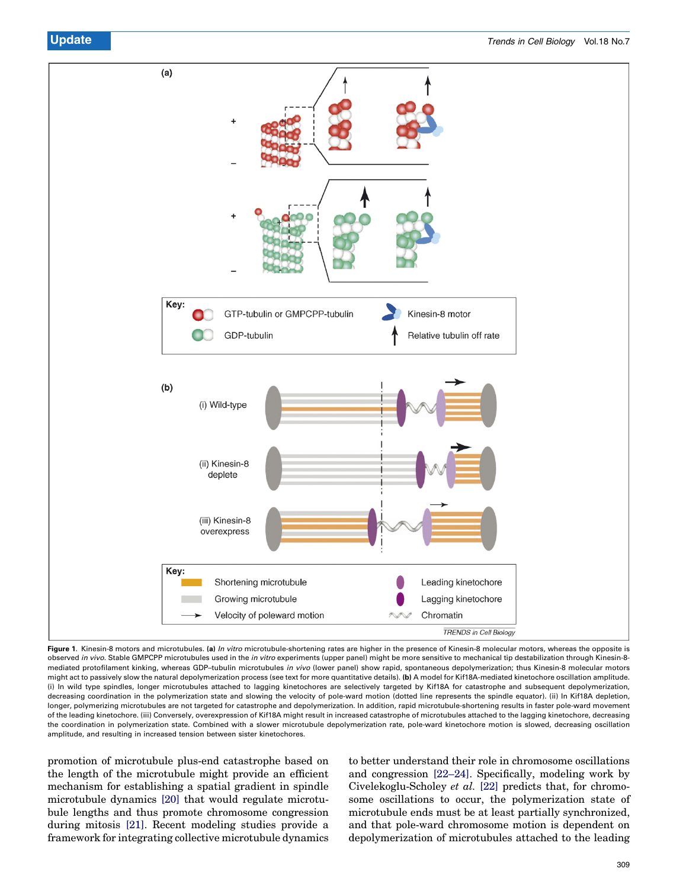Figure 1. Kinesin-8 motors and microtubules. **(a)** *In vitro* microtubule-shortening rates are higher in the presence of Kinesin-8 molecular motors, whereas the opposite is observed *in vivo*. Stable GMPCPP microtubules used in the *in vitro* experiments (upper panel) might be more sensitive to mechanical tip destabilization through Kinesin-8-mediated protofilament kinking, whereas GDP–tubulin microtubules *in vivo* (lower panel) show rapid, spontaneous depolymerization; thus Kinesin-8 molecular motors might act to passively slow the natural depolymerization process (see text for more quantitative details). **(b)** A model for Kif18A-mediated kinetochore oscillation amplitude. (i) In wild type spindles, longer microtubules attached to lagging kinetochores are selectively targeted by Kif18A for catastrophe and subsequent depolymerization, decreasing coordination in the polymerization state and slowing the velocity of pole-ward motion (dotted line represents the spindle equator). (ii) In Kif18A depletion, longer, polymerizing microtubules are not targeted for catastrophe and depolymerization. In addition, rapid microtubule-shortening results in faster pole-ward movement of the leading kinetochore. (iii) Conversely, overexpression of Kif18A might result in increased catastrophe of microtubules attached to the lagging kinetochore, decreasing the coordination in polymerization state. Combined with a slower microtubule depolymerization rate, pole-ward kinetochore motion is slowed, decreasing oscillation amplitude, and resulting in increased tension between sister kinetochores.

promotion of microtubule plus-end catastrophe based on the length of the microtubule might provide an efficient mechanism for establishing a spatial gradient in spindle microtubule dynamics [20] that would regulate microtubule lengths and thus promote chromosome congression during mitosis [21]. Recent modeling studies provide a framework for integrating collective microtubule dynamics to better understand their role in chromosome oscillations and congression [22–24]. Specifically, modeling work by Civelekoglu-Scholey *et al.* [22] predicts that, for chromosome oscillations to occur, the polymerization state of microtubule ends must be at least partially synchronized, and that pole-ward chromosome motion is dependent on depolymerization of microtubules attached to the leading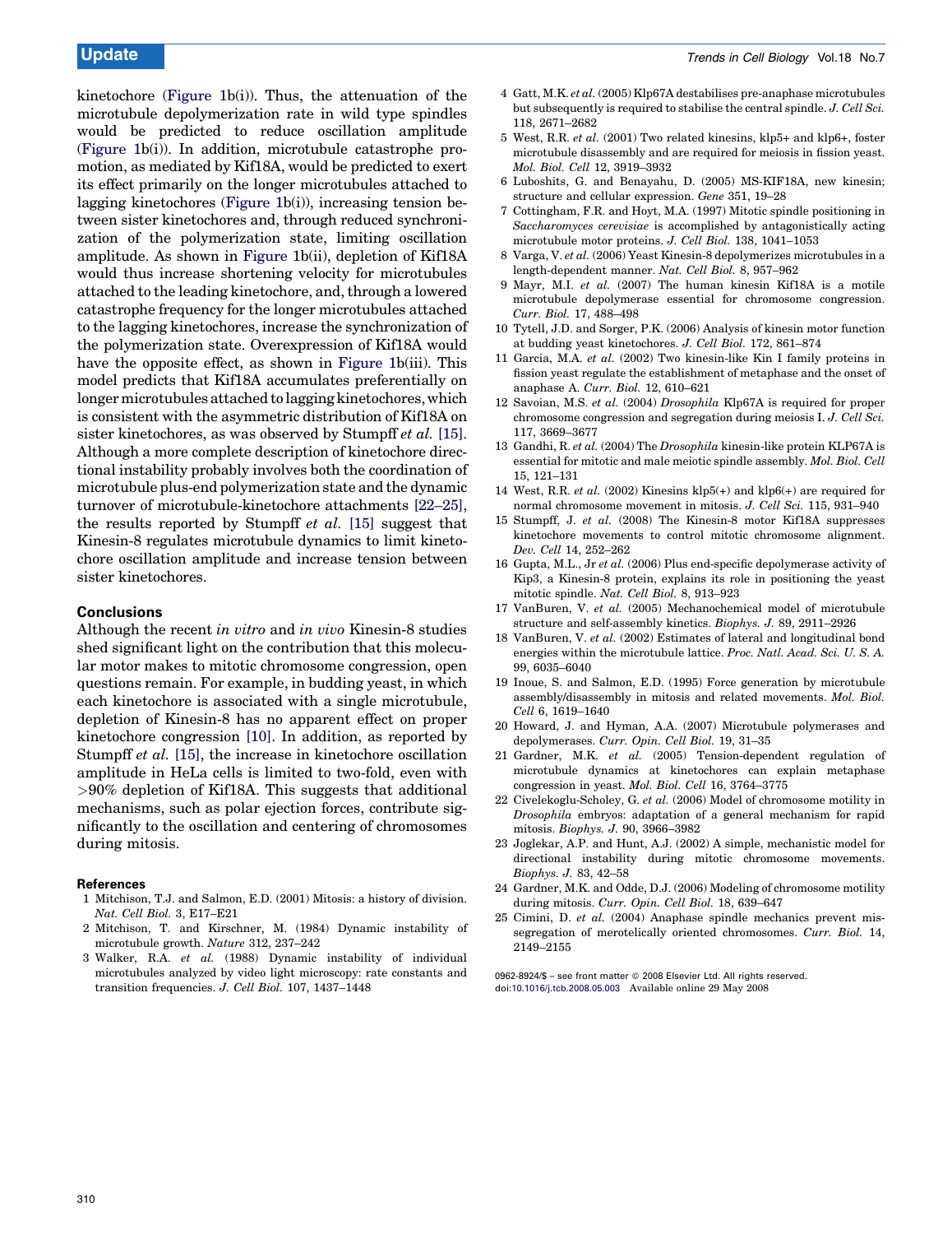kinetochore (Figure 1b(i)). Thus, the attenuation of the microtubule depolymerization rate in wild type spindles would be predicted to reduce oscillation amplitude (Figure 1b(i)). In addition, microtubule catastrophe promotion, as mediated by Kif18A, would be predicted to exert its effect primarily on the longer microtubules attached to lagging kinetochores (Figure 1b(i)), increasing tension between sister kinetochores and, through reduced synchronization of the polymerization state, limiting oscillation amplitude. As shown in Figure 1b(ii), depletion of Kif18A would thus increase shortening velocity for microtubules attached to the leading kinetochore, and, through a lowered catastrophe frequency for the longer microtubules attached to the lagging kinetochores, increase the synchronization of the polymerization state. Overexpression of Kif18A would have the opposite effect, as shown in Figure 1b(iii). This model predicts that Kif18A accumulates preferentially on longer microtubules attached to lagging kinetochores, which is consistent with the asymmetric distribution of Kif18A on sister kinetochores, as was observed by Stumpff *et al.* [15]. Although a more complete description of kinetochore directional instability probably involves both the coordination of microtubule plus-end polymerization state and the dynamic turnover of microtubule-kinetochore attachments [22–25], the results reported by Stumpff *et al.* [15] suggest that Kinesin-8 regulates microtubule dynamics to limit kinetochore oscillation amplitude and increase tension between sister kinetochores.

## Conclusions

Although the recent *in vitro* and *in vivo* Kinesin-8 studies shed significant light on the contribution that this molecular motor makes to mitotic chromosome congression, open questions remain. For example, in budding yeast, in which each kinetochore is associated with a single microtubule, depletion of Kinesin-8 has no apparent effect on proper kinetochore congression [10]. In addition, as reported by Stumpff *et al.* [15], the increase in kinetochore oscillation amplitude in HeLa cells is limited to two-fold, even with >90% depletion of Kif18A. This suggests that additional mechanisms, such as polar ejection forces, contribute significantly to the oscillation and centering of chromosomes during mitosis.

### References

1 Mitchison, T.J. and Salmon, E.D. (2001) Mitosis: a history of division. *Nat. Cell Biol.* 3, E17–E21

2 Mitchison, T. and Kirschner, M. (1984) Dynamic instability of microtubule growth. *Nature* 312, 237–242

3 Walker, R.A. *et al.* (1988) Dynamic instability of individual microtubules analyzed by video light microscopy: rate constants and transition frequencies. *J. Cell Biol.* 107, 1437–1448

4 Gatt, M.K. *et al.* (2005) Klp67A destabilises pre-anaphase microtubules but subsequently is required to stabilise the central spindle. *J. Cell Sci.* 118, 2671–2682

5 West, R.R. *et al.* (2001) Two related kinesins, klp5+ and klp6+, foster microtubule disassembly and are required for meiosis in fission yeast. *Mol. Biol. Cell* 12, 3919–3932

6 Luboshits, G. and Benayahu, D. (2005) MS-KIF18A, new kinesin; structure and cellular expression. *Gene* 351, 19–28

7 Cottingham, F.R. and Hoyt, M.A. (1997) Mitotic spindle positioning in *Saccharomyces cerevisiae* is accomplished by antagonistically acting microtubule motor proteins. *J. Cell Biol.* 138, 1041–1053

8 Varga, V. *et al.* (2006) Yeast Kinesin-8 depolymerizes microtubules in a length-dependent manner. *Nat. Cell Biol.* 8, 957–962

9 Mayr, M.I. *et al.* (2007) The human kinesin Kif18A is a motile microtubule depolymerase essential for chromosome congression. *Curr. Biol.* 17, 488–498

10 Tytell, J.D. and Sorger, P.K. (2006) Analysis of kinesin motor function at budding yeast kinetochores. *J. Cell Biol.* 172, 861–874

11 Garcia, M.A. *et al.* (2002) Two kinesin-like Kin I family proteins in fission yeast regulate the establishment of metaphase and the onset of anaphase A. *Curr. Biol.* 12, 610–621

12 Savoian, M.S. *et al.* (2004) *Drosophila* Klp67A is required for proper chromosome congression and segregation during meiosis I. *J. Cell Sci.* 117, 3669–3677

13 Gandhi, R. *et al.* (2004) The *Drosophila* kinesin-like protein KLP67A is essential for mitotic and male meiotic spindle assembly. *Mol. Biol. Cell* 15, 121–131

14 West, R.R. *et al.* (2002) Kinesins klp5(+) and klp6(+) are required for normal chromosome movement in mitosis. *J. Cell Sci.* 115, 931–940

15 Stumpff, J. *et al.* (2008) The Kinesin-8 motor Kif18A suppresses kinetochore movements to control mitotic chromosome alignment. *Dev. Cell* 14, 252–262

16 Gupta, M.L., Jr *et al.* (2006) Plus end-specific depolymerase activity of Kip3, a Kinesin-8 protein, explains its role in positioning the yeast mitotic spindle. *Nat. Cell Biol.* 8, 913–923

17 VanBuren, V. *et al.* (2005) Mechanochemical model of microtubule structure and self-assembly kinetics. *Biophys. J.* 89, 2911–2926

18 VanBuren, V. *et al.* (2002) Estimates of lateral and longitudinal bond energies within the microtubule lattice. *Proc. Natl. Acad. Sci. U. S. A.* 99, 6035–6040

19 Inoue, S. and Salmon, E.D. (1995) Force generation by microtubule assembly/disassembly in mitosis and related movements. *Mol. Biol. Cell* 6, 1619–1640

20 Howard, J. and Hyman, A.A. (2007) Microtubule polymerases and depolymerases. *Curr. Opin. Cell Biol.* 19, 31–35

21 Gardner, M.K. *et al.* (2005) Tension-dependent regulation of microtubule dynamics at kinetochores can explain metaphase congression in yeast. *Mol. Biol. Cell* 16, 3764–3775

22 Civelekoglu-Scholey, G. *et al.* (2006) Model of chromosome motility in *Drosophila* embryos: adaptation of a general mechanism for rapid mitosis. *Biophys. J.* 90, 3966–3982

23 Joglekar, A.P. and Hunt, A.J. (2002) A simple, mechanistic model for directional instability during mitotic chromosome movements. *Biophys. J.* 83, 42–58

24 Gardner, M.K. and Odde, D.J. (2006) Modeling of chromosome motility during mitosis. *Curr. Opin. Cell Biol.* 18, 639–647

25 Cimini, D. *et al.* (2004) Anaphase spindle mechanics prevent missegregation of merotelically oriented chromosomes. *Curr. Biol.* 14, 2149–2155

0962-8924/$ – see front matter © 2008 Elsevier Ltd. All rights reserved.
doi:10.1016/j.tcb.2008.05.003 Available online 29 May 2008